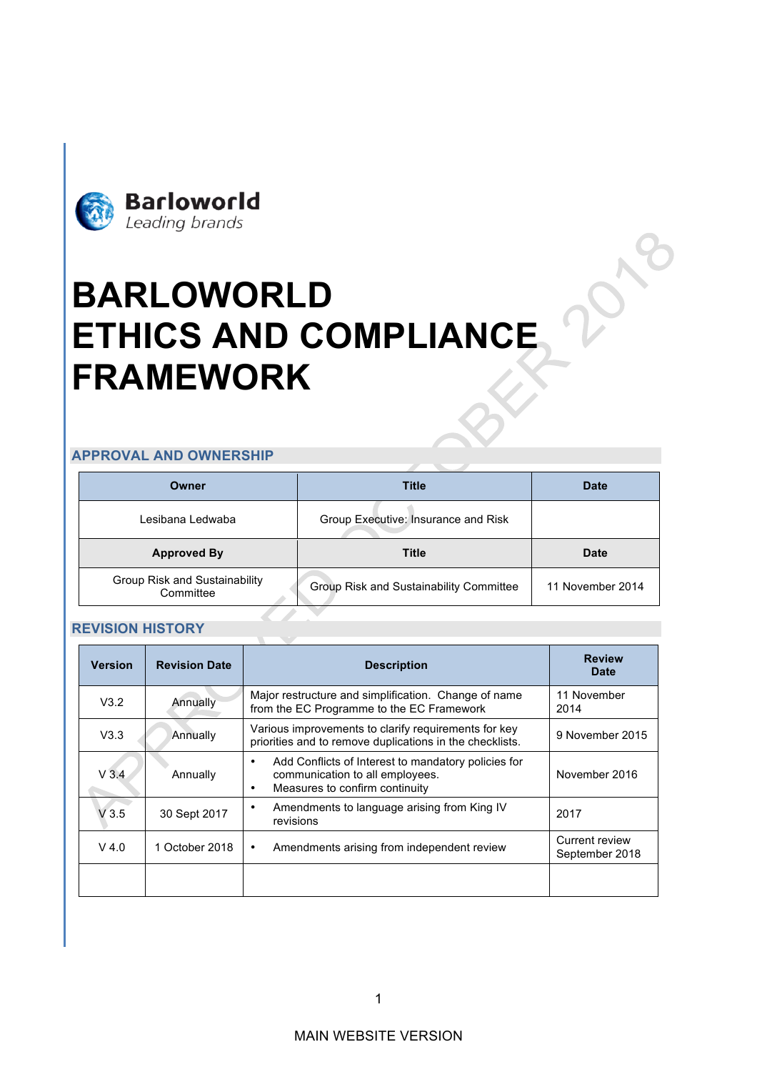Barloworld
*Leading brands*

# BARLOWORLD ETHICS AND COMPLIANCE FRAMEWORK

## APPROVAL AND OWNERSHIP

| Owner | Title | Date |
|---|---|---|
| Lesibana Ledwaba | Group Executive: Insurance and Risk | |
| **Approved By** | **Title** | **Date** |
| Group Risk and Sustainability Committee | Group Risk and Sustainability Committee | 11 November 2014 |

## REVISION HISTORY

| Version | Revision Date | Description | Review Date |
|---|---|---|---|
| V3.2 | Annually | Major restructure and simplification. Change of name from the EC Programme to the EC Framework | 11 November 2014 |
| V3.3 | Annually | Various improvements to clarify requirements for key priorities and to remove duplications in the checklists. | 9 November 2015 |
| V 3.4 | Annually | • Add Conflicts of Interest to mandatory policies for communication to all employees.<br>• Measures to confirm continuity | November 2016 |
| V 3.5 | 30 Sept 2017 | • Amendments to language arising from King IV revisions | 2017 |
| V 4.0 | 1 October 2018 | • Amendments arising from independent review | Current review September 2018 |
| | | | |

MAIN WEBSITE VERSION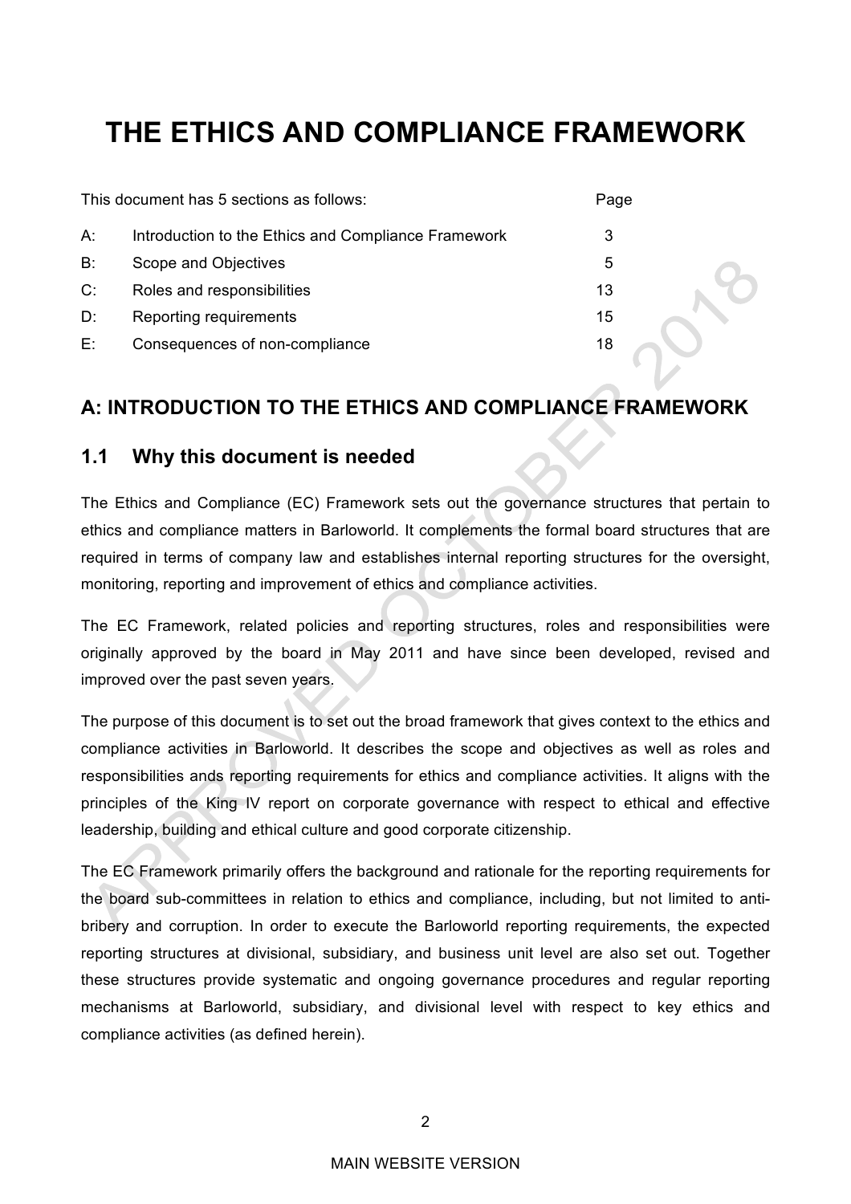# THE ETHICS AND COMPLIANCE FRAMEWORK

This document has 5 sections as follows:

| | | Page |
|---|---|---|
| A: | Introduction to the Ethics and Compliance Framework | 3 |
| B: | Scope and Objectives | 5 |
| C: | Roles and responsibilities | 13 |
| D: | Reporting requirements | 15 |
| E: | Consequences of non-compliance | 18 |

## A: INTRODUCTION TO THE ETHICS AND COMPLIANCE FRAMEWORK

### 1.1 Why this document is needed

The Ethics and Compliance (EC) Framework sets out the governance structures that pertain to ethics and compliance matters in Barloworld. It complements the formal board structures that are required in terms of company law and establishes internal reporting structures for the oversight, monitoring, reporting and improvement of ethics and compliance activities.

The EC Framework, related policies and reporting structures, roles and responsibilities were originally approved by the board in May 2011 and have since been developed, revised and improved over the past seven years.

The purpose of this document is to set out the broad framework that gives context to the ethics and compliance activities in Barloworld. It describes the scope and objectives as well as roles and responsibilities ands reporting requirements for ethics and compliance activities. It aligns with the principles of the King IV report on corporate governance with respect to ethical and effective leadership, building and ethical culture and good corporate citizenship.

The EC Framework primarily offers the background and rationale for the reporting requirements for the board sub-committees in relation to ethics and compliance, including, but not limited to anti-bribery and corruption. In order to execute the Barloworld reporting requirements, the expected reporting structures at divisional, subsidiary, and business unit level are also set out. Together these structures provide systematic and ongoing governance procedures and regular reporting mechanisms at Barloworld, subsidiary, and divisional level with respect to key ethics and compliance activities (as defined herein).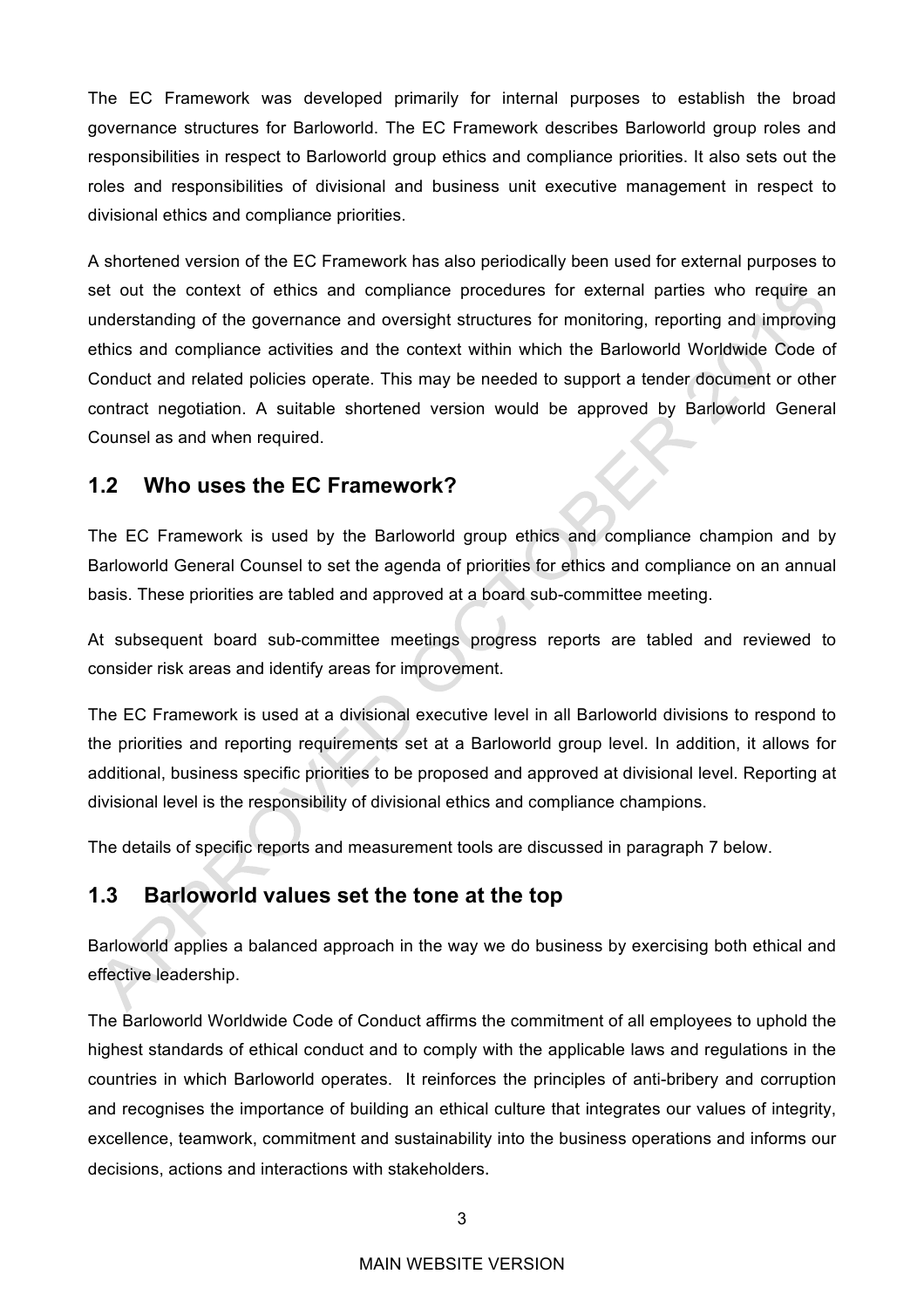The EC Framework was developed primarily for internal purposes to establish the broad governance structures for Barloworld. The EC Framework describes Barloworld group roles and responsibilities in respect to Barloworld group ethics and compliance priorities. It also sets out the roles and responsibilities of divisional and business unit executive management in respect to divisional ethics and compliance priorities.

A shortened version of the EC Framework has also periodically been used for external purposes to set out the context of ethics and compliance procedures for external parties who require an understanding of the governance and oversight structures for monitoring, reporting and improving ethics and compliance activities and the context within which the Barloworld Worldwide Code of Conduct and related policies operate. This may be needed to support a tender document or other contract negotiation. A suitable shortened version would be approved by Barloworld General Counsel as and when required.

## 1.2 Who uses the EC Framework?

The EC Framework is used by the Barloworld group ethics and compliance champion and by Barloworld General Counsel to set the agenda of priorities for ethics and compliance on an annual basis. These priorities are tabled and approved at a board sub-committee meeting.

At subsequent board sub-committee meetings progress reports are tabled and reviewed to consider risk areas and identify areas for improvement.

The EC Framework is used at a divisional executive level in all Barloworld divisions to respond to the priorities and reporting requirements set at a Barloworld group level. In addition, it allows for additional, business specific priorities to be proposed and approved at divisional level. Reporting at divisional level is the responsibility of divisional ethics and compliance champions.

The details of specific reports and measurement tools are discussed in paragraph 7 below.

## 1.3 Barloworld values set the tone at the top

Barloworld applies a balanced approach in the way we do business by exercising both ethical and effective leadership.

The Barloworld Worldwide Code of Conduct affirms the commitment of all employees to uphold the highest standards of ethical conduct and to comply with the applicable laws and regulations in the countries in which Barloworld operates. It reinforces the principles of anti-bribery and corruption and recognises the importance of building an ethical culture that integrates our values of integrity, excellence, teamwork, commitment and sustainability into the business operations and informs our decisions, actions and interactions with stakeholders.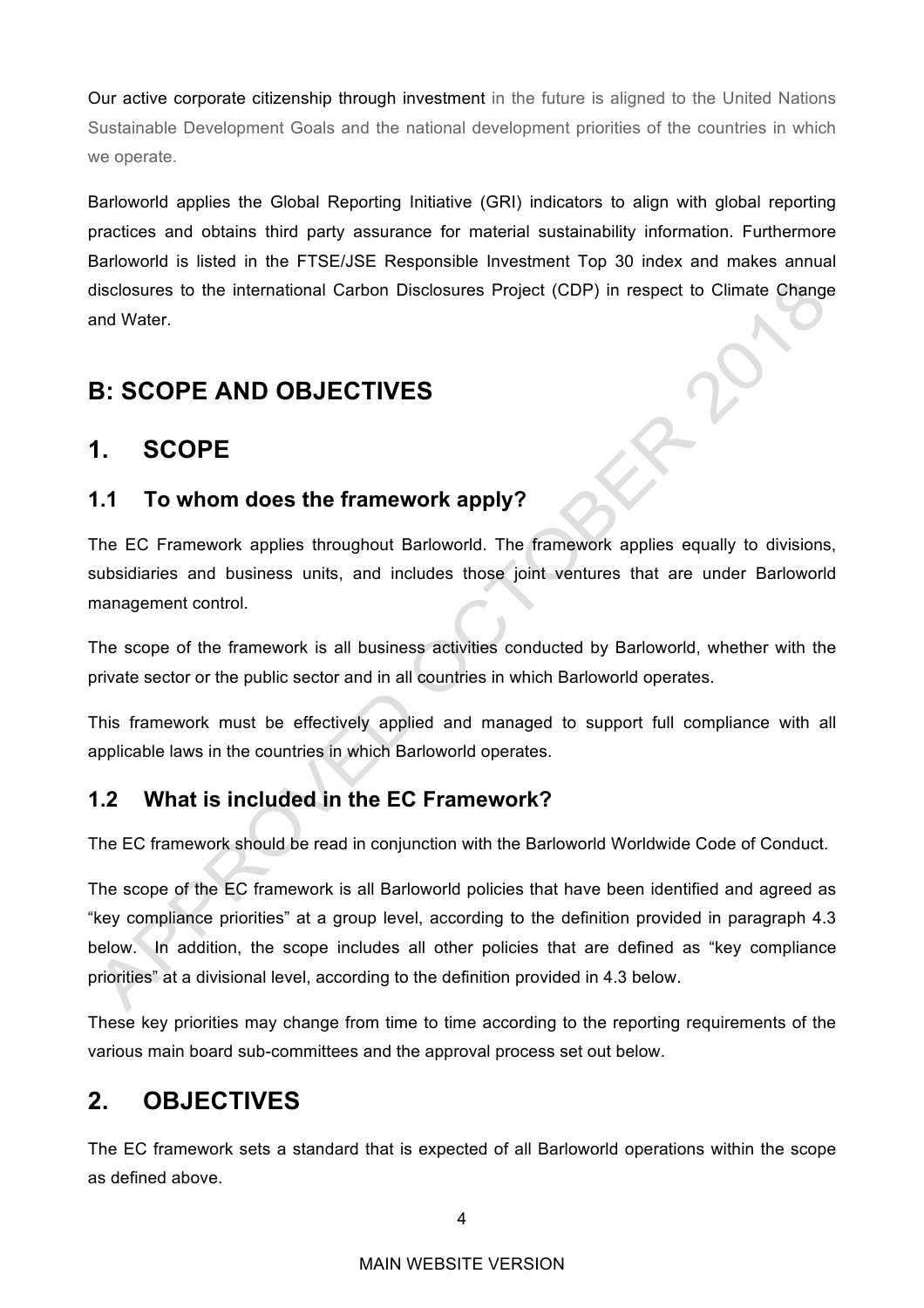Our active corporate citizenship through investment in the future is aligned to the United Nations Sustainable Development Goals and the national development priorities of the countries in which we operate.

Barloworld applies the Global Reporting Initiative (GRI) indicators to align with global reporting practices and obtains third party assurance for material sustainability information. Furthermore Barloworld is listed in the FTSE/JSE Responsible Investment Top 30 index and makes annual disclosures to the international Carbon Disclosures Project (CDP) in respect to Climate Change and Water.

# B: SCOPE AND OBJECTIVES

## 1. SCOPE

### 1.1 To whom does the framework apply?

The EC Framework applies throughout Barloworld. The framework applies equally to divisions, subsidiaries and business units, and includes those joint ventures that are under Barloworld management control.

The scope of the framework is all business activities conducted by Barloworld, whether with the private sector or the public sector and in all countries in which Barloworld operates.

This framework must be effectively applied and managed to support full compliance with all applicable laws in the countries in which Barloworld operates.

### 1.2 What is included in the EC Framework?

The EC framework should be read in conjunction with the Barloworld Worldwide Code of Conduct.

The scope of the EC framework is all Barloworld policies that have been identified and agreed as "key compliance priorities" at a group level, according to the definition provided in paragraph 4.3 below. In addition, the scope includes all other policies that are defined as "key compliance priorities" at a divisional level, according to the definition provided in 4.3 below.

These key priorities may change from time to time according to the reporting requirements of the various main board sub-committees and the approval process set out below.

## 2. OBJECTIVES

The EC framework sets a standard that is expected of all Barloworld operations within the scope as defined above.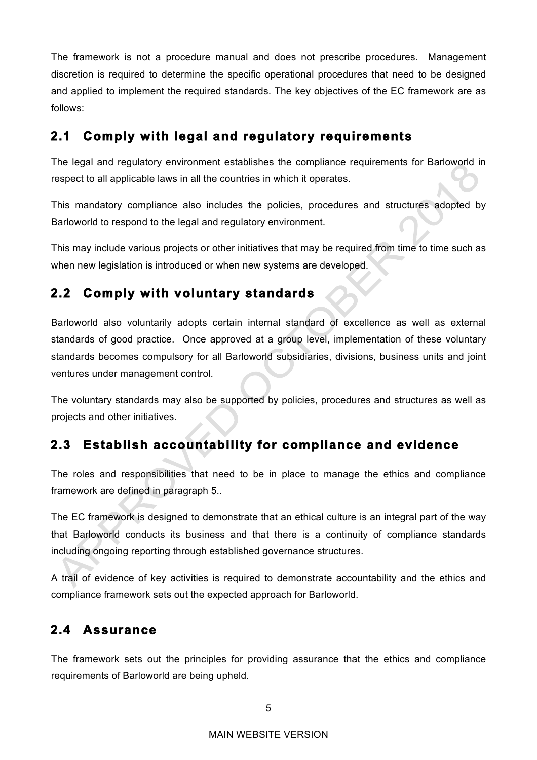The framework is not a procedure manual and does not prescribe procedures. Management discretion is required to determine the specific operational procedures that need to be designed and applied to implement the required standards. The key objectives of the EC framework are as follows:

## 2.1 Comply with legal and regulatory requirements

The legal and regulatory environment establishes the compliance requirements for Barloworld in respect to all applicable laws in all the countries in which it operates.

This mandatory compliance also includes the policies, procedures and structures adopted by Barloworld to respond to the legal and regulatory environment.

This may include various projects or other initiatives that may be required from time to time such as when new legislation is introduced or when new systems are developed.

## 2.2 Comply with voluntary standards

Barloworld also voluntarily adopts certain internal standard of excellence as well as external standards of good practice. Once approved at a group level, implementation of these voluntary standards becomes compulsory for all Barloworld subsidiaries, divisions, business units and joint ventures under management control.

The voluntary standards may also be supported by policies, procedures and structures as well as projects and other initiatives.

## 2.3 Establish accountability for compliance and evidence

The roles and responsibilities that need to be in place to manage the ethics and compliance framework are defined in paragraph 5..

The EC framework is designed to demonstrate that an ethical culture is an integral part of the way that Barloworld conducts its business and that there is a continuity of compliance standards including ongoing reporting through established governance structures.

A trail of evidence of key activities is required to demonstrate accountability and the ethics and compliance framework sets out the expected approach for Barloworld.

## 2.4 Assurance

The framework sets out the principles for providing assurance that the ethics and compliance requirements of Barloworld are being upheld.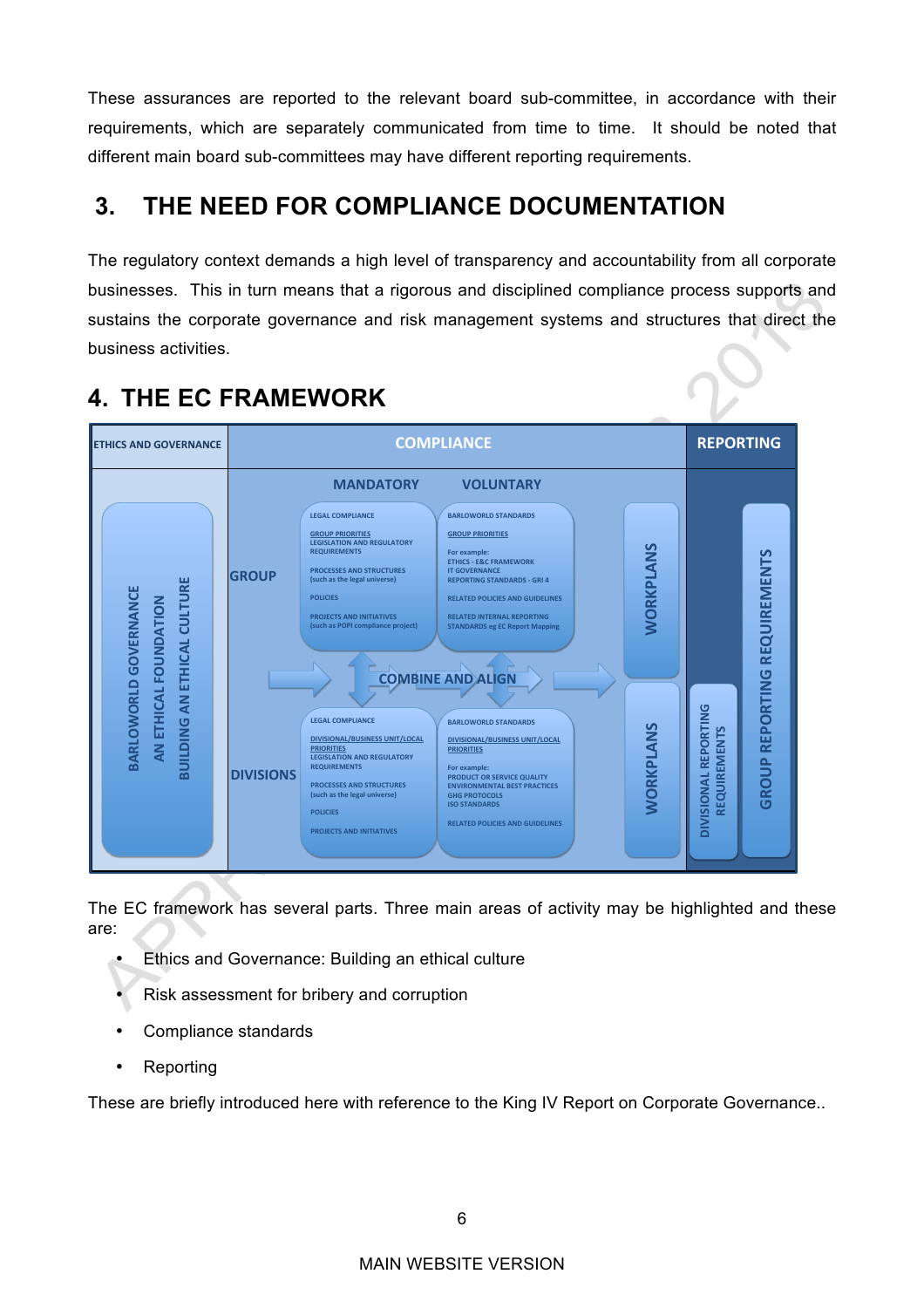These assurances are reported to the relevant board sub-committee, in accordance with their requirements, which are separately communicated from time to time. It should be noted that different main board sub-committees may have different reporting requirements.

## 3. THE NEED FOR COMPLIANCE DOCUMENTATION

The regulatory context demands a high level of transparency and accountability from all corporate businesses. This in turn means that a rigorous and disciplined compliance process supports and sustains the corporate governance and risk management systems and structures that direct the business activities.

## 4. THE EC FRAMEWORK

| ETHICS AND GOVERNANCE | COMPLIANCE | | | | REPORTING |
|---|---|---|---|---|---|
| | | MANDATORY | VOLUNTARY | | |
| BARLOWORLD GOVERNANCE<br>AN ETHICAL FOUNDATION<br>BUILDING AN ETHICAL CULTURE | GROUP | LEGAL COMPLIANCE<br>GROUP PRIORITIES<br>LEGISLATION AND REGULATORY REQUIREMENTS<br>PROCESSES AND STRUCTURES (such as the legal universe)<br>POLICIES<br>PROJECTS AND INITIATIVES (such as POPI compliance project) | BARLOWORLD STANDARDS<br>GROUP PRIORITIES<br>For example:<br>ETHICS - E&C FRAMEWORK<br>IT GOVERNANCE<br>REPORTING STANDARDS - GRI 4<br>RELATED POLICIES AND GUIDELINES<br>RELATED INTERNAL REPORTING STANDARDS eg EC Report Mapping | WORKPLANS | GROUP REPORTING REQUIREMENTS |
| | | COMBINE AND ALIGN | | | |
| | DIVISIONS | LEGAL COMPLIANCE<br>DIVISIONAL/BUSINESS UNIT/LOCAL PRIORITIES<br>LEGISLATION AND REGULATORY REQUIREMENTS<br>PROCESSES AND STRUCTURES (such as the legal universe)<br>POLICIES<br>PROJECTS AND INITIATIVES | BARLOWORLD STANDARDS<br>DIVISIONAL/BUSINESS UNIT/LOCAL PRIORITIES<br>For example:<br>PRODUCT OR SERVICE QUALITY<br>ENVIRONMENTAL BEST PRACTICES<br>GHG PROTOCOLS<br>ISO STANDARDS<br>RELATED POLICIES AND GUIDELINES | WORKPLANS | DIVISIONAL REPORTING REQUIREMENTS |

The EC framework has several parts. Three main areas of activity may be highlighted and these are:

- Ethics and Governance: Building an ethical culture
- Risk assessment for bribery and corruption
- Compliance standards
- Reporting

These are briefly introduced here with reference to the King IV Report on Corporate Governance..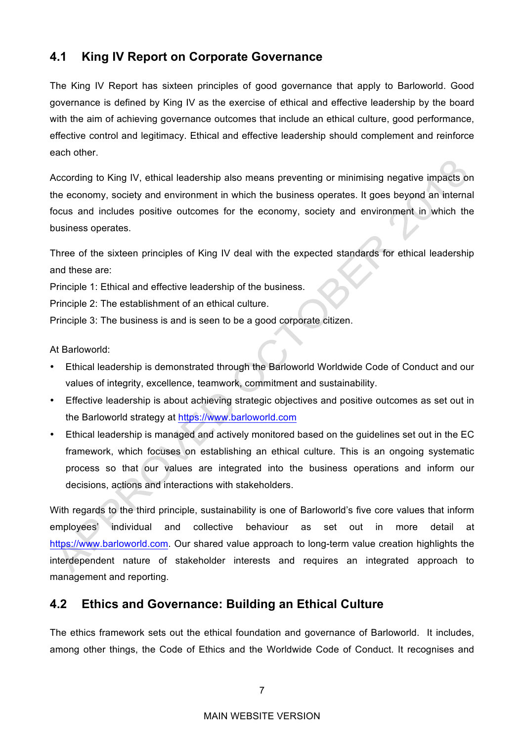## 4.1 King IV Report on Corporate Governance

The King IV Report has sixteen principles of good governance that apply to Barloworld. Good governance is defined by King IV as the exercise of ethical and effective leadership by the board with the aim of achieving governance outcomes that include an ethical culture, good performance, effective control and legitimacy. Ethical and effective leadership should complement and reinforce each other.

According to King IV, ethical leadership also means preventing or minimising negative impacts on the economy, society and environment in which the business operates. It goes beyond an internal focus and includes positive outcomes for the economy, society and environment in which the business operates.

Three of the sixteen principles of King IV deal with the expected standards for ethical leadership and these are:
Principle 1: Ethical and effective leadership of the business.
Principle 2: The establishment of an ethical culture.
Principle 3: The business is and is seen to be a good corporate citizen.

At Barloworld:

- Ethical leadership is demonstrated through the Barloworld Worldwide Code of Conduct and our values of integrity, excellence, teamwork, commitment and sustainability.
- Effective leadership is about achieving strategic objectives and positive outcomes as set out in the Barloworld strategy at https://www.barloworld.com
- Ethical leadership is managed and actively monitored based on the guidelines set out in the EC framework, which focuses on establishing an ethical culture. This is an ongoing systematic process so that our values are integrated into the business operations and inform our decisions, actions and interactions with stakeholders.

With regards to the third principle, sustainability is one of Barloworld's five core values that inform employees' individual and collective behaviour as set out in more detail at https://www.barloworld.com. Our shared value approach to long-term value creation highlights the interdependent nature of stakeholder interests and requires an integrated approach to management and reporting.

## 4.2 Ethics and Governance: Building an Ethical Culture

The ethics framework sets out the ethical foundation and governance of Barloworld. It includes, among other things, the Code of Ethics and the Worldwide Code of Conduct. It recognises and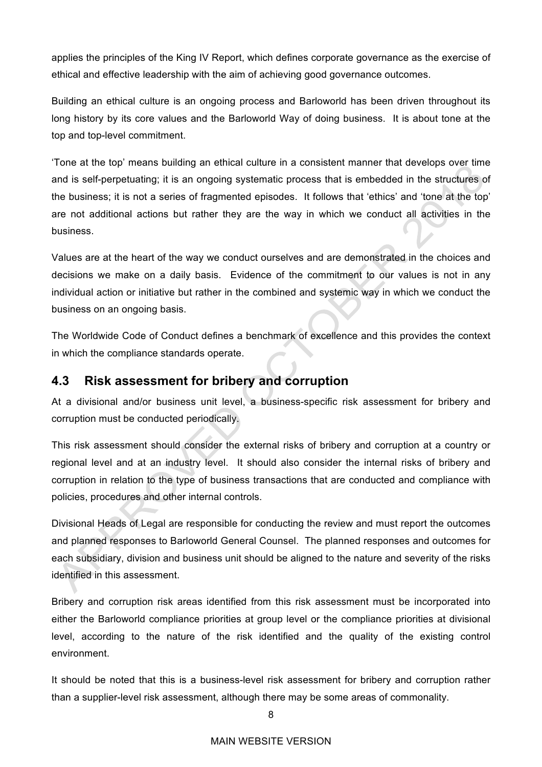applies the principles of the King IV Report, which defines corporate governance as the exercise of ethical and effective leadership with the aim of achieving good governance outcomes.

Building an ethical culture is an ongoing process and Barloworld has been driven throughout its long history by its core values and the Barloworld Way of doing business. It is about tone at the top and top-level commitment.

'Tone at the top' means building an ethical culture in a consistent manner that develops over time and is self-perpetuating; it is an ongoing systematic process that is embedded in the structures of the business; it is not a series of fragmented episodes. It follows that 'ethics' and 'tone at the top' are not additional actions but rather they are the way in which we conduct all activities in the business.

Values are at the heart of the way we conduct ourselves and are demonstrated in the choices and decisions we make on a daily basis. Evidence of the commitment to our values is not in any individual action or initiative but rather in the combined and systemic way in which we conduct the business on an ongoing basis.

The Worldwide Code of Conduct defines a benchmark of excellence and this provides the context in which the compliance standards operate.

## 4.3 Risk assessment for bribery and corruption

At a divisional and/or business unit level, a business-specific risk assessment for bribery and corruption must be conducted periodically.

This risk assessment should consider the external risks of bribery and corruption at a country or regional level and at an industry level. It should also consider the internal risks of bribery and corruption in relation to the type of business transactions that are conducted and compliance with policies, procedures and other internal controls.

Divisional Heads of Legal are responsible for conducting the review and must report the outcomes and planned responses to Barloworld General Counsel. The planned responses and outcomes for each subsidiary, division and business unit should be aligned to the nature and severity of the risks identified in this assessment.

Bribery and corruption risk areas identified from this risk assessment must be incorporated into either the Barloworld compliance priorities at group level or the compliance priorities at divisional level, according to the nature of the risk identified and the quality of the existing control environment.

It should be noted that this is a business-level risk assessment for bribery and corruption rather than a supplier-level risk assessment, although there may be some areas of commonality.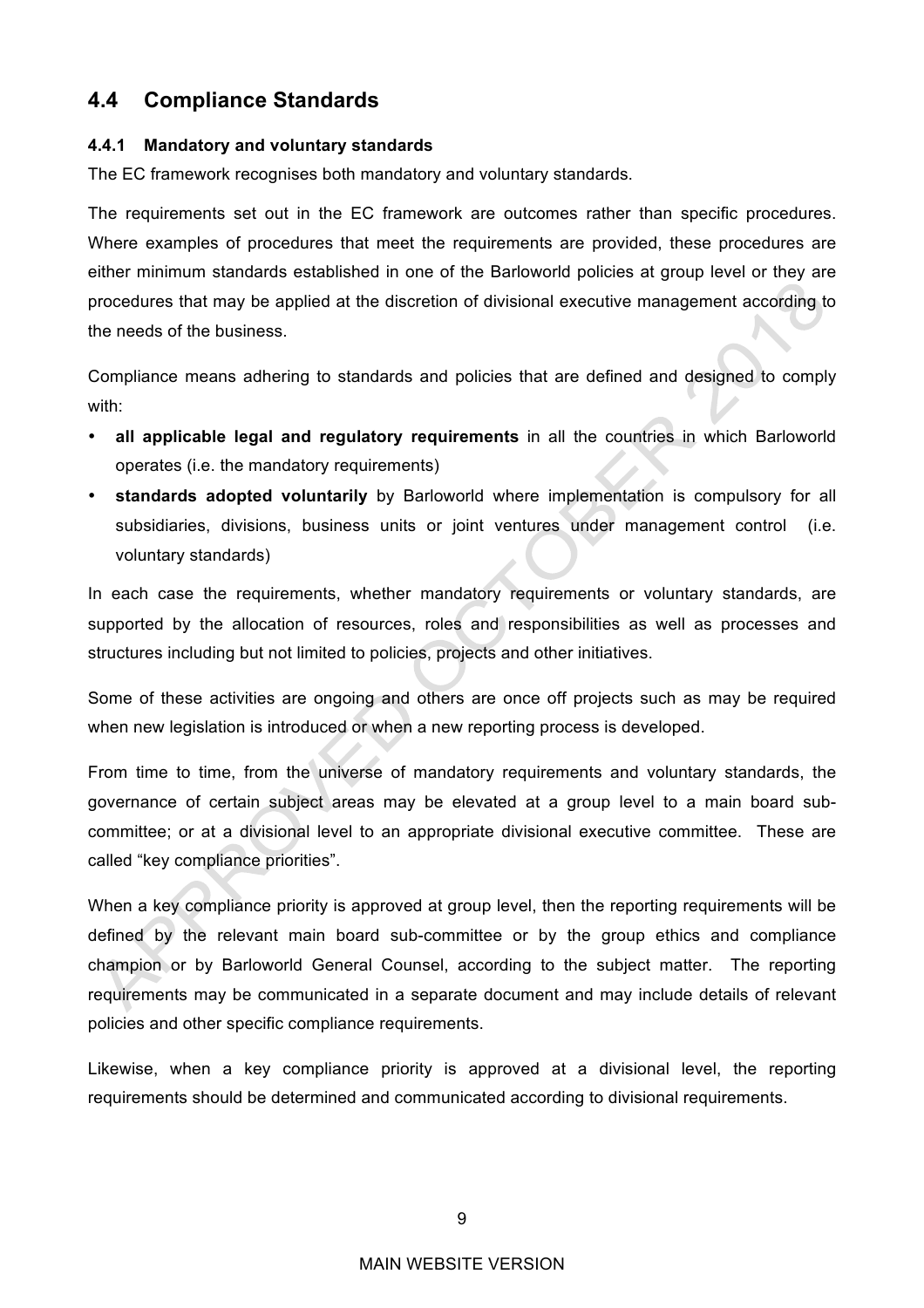## 4.4 Compliance Standards

### 4.4.1 Mandatory and voluntary standards

The EC framework recognises both mandatory and voluntary standards.

The requirements set out in the EC framework are outcomes rather than specific procedures. Where examples of procedures that meet the requirements are provided, these procedures are either minimum standards established in one of the Barloworld policies at group level or they are procedures that may be applied at the discretion of divisional executive management according to the needs of the business.

Compliance means adhering to standards and policies that are defined and designed to comply with:

- **all applicable legal and regulatory requirements** in all the countries in which Barloworld operates (i.e. the mandatory requirements)
- **standards adopted voluntarily** by Barloworld where implementation is compulsory for all subsidiaries, divisions, business units or joint ventures under management control (i.e. voluntary standards)

In each case the requirements, whether mandatory requirements or voluntary standards, are supported by the allocation of resources, roles and responsibilities as well as processes and structures including but not limited to policies, projects and other initiatives.

Some of these activities are ongoing and others are once off projects such as may be required when new legislation is introduced or when a new reporting process is developed.

From time to time, from the universe of mandatory requirements and voluntary standards, the governance of certain subject areas may be elevated at a group level to a main board sub-committee; or at a divisional level to an appropriate divisional executive committee. These are called "key compliance priorities".

When a key compliance priority is approved at group level, then the reporting requirements will be defined by the relevant main board sub-committee or by the group ethics and compliance champion or by Barloworld General Counsel, according to the subject matter. The reporting requirements may be communicated in a separate document and may include details of relevant policies and other specific compliance requirements.

Likewise, when a key compliance priority is approved at a divisional level, the reporting requirements should be determined and communicated according to divisional requirements.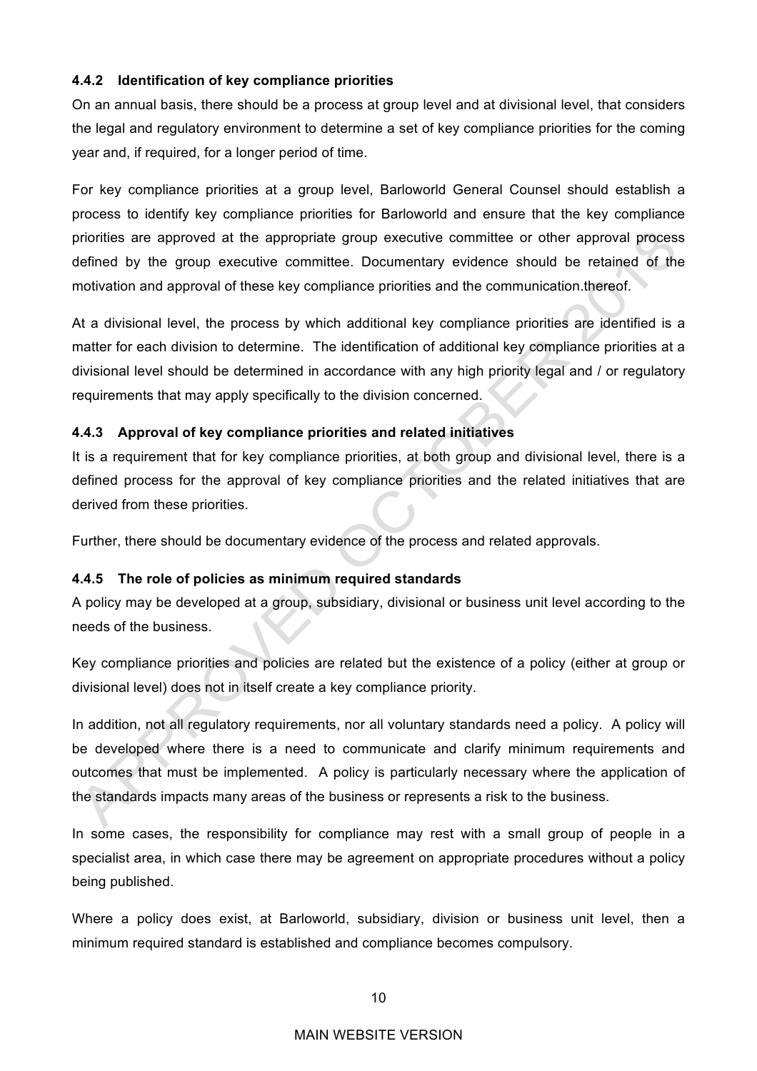#### 4.4.2 Identification of key compliance priorities

On an annual basis, there should be a process at group level and at divisional level, that considers the legal and regulatory environment to determine a set of key compliance priorities for the coming year and, if required, for a longer period of time.

For key compliance priorities at a group level, Barloworld General Counsel should establish a process to identify key compliance priorities for Barloworld and ensure that the key compliance priorities are approved at the appropriate group executive committee or other approval process defined by the group executive committee. Documentary evidence should be retained of the motivation and approval of these key compliance priorities and the communication.thereof.

At a divisional level, the process by which additional key compliance priorities are identified is a matter for each division to determine. The identification of additional key compliance priorities at a divisional level should be determined in accordance with any high priority legal and / or regulatory requirements that may apply specifically to the division concerned.

#### 4.4.3 Approval of key compliance priorities and related initiatives

It is a requirement that for key compliance priorities, at both group and divisional level, there is a defined process for the approval of key compliance priorities and the related initiatives that are derived from these priorities.

Further, there should be documentary evidence of the process and related approvals.

#### 4.4.5 The role of policies as minimum required standards

A policy may be developed at a group, subsidiary, divisional or business unit level according to the needs of the business.

Key compliance priorities and policies are related but the existence of a policy (either at group or divisional level) does not in itself create a key compliance priority.

In addition, not all regulatory requirements, nor all voluntary standards need a policy. A policy will be developed where there is a need to communicate and clarify minimum requirements and outcomes that must be implemented. A policy is particularly necessary where the application of the standards impacts many areas of the business or represents a risk to the business.

In some cases, the responsibility for compliance may rest with a small group of people in a specialist area, in which case there may be agreement on appropriate procedures without a policy being published.

Where a policy does exist, at Barloworld, subsidiary, division or business unit level, then a minimum required standard is established and compliance becomes compulsory.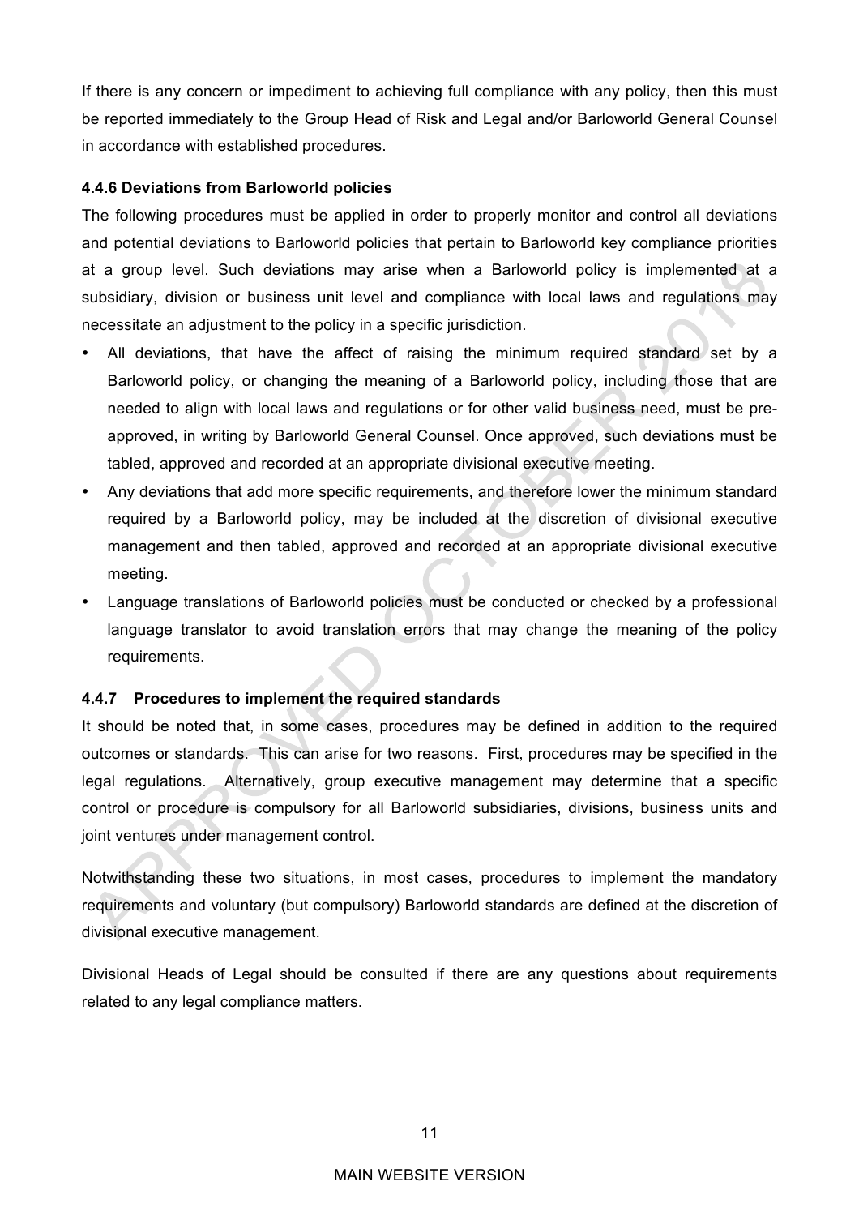If there is any concern or impediment to achieving full compliance with any policy, then this must be reported immediately to the Group Head of Risk and Legal and/or Barloworld General Counsel in accordance with established procedures.

#### 4.4.6 Deviations from Barloworld policies

The following procedures must be applied in order to properly monitor and control all deviations and potential deviations to Barloworld policies that pertain to Barloworld key compliance priorities at a group level. Such deviations may arise when a Barloworld policy is implemented at a subsidiary, division or business unit level and compliance with local laws and regulations may necessitate an adjustment to the policy in a specific jurisdiction.

- All deviations, that have the affect of raising the minimum required standard set by a Barloworld policy, or changing the meaning of a Barloworld policy, including those that are needed to align with local laws and regulations or for other valid business need, must be pre-approved, in writing by Barloworld General Counsel. Once approved, such deviations must be tabled, approved and recorded at an appropriate divisional executive meeting.
- Any deviations that add more specific requirements, and therefore lower the minimum standard required by a Barloworld policy, may be included at the discretion of divisional executive management and then tabled, approved and recorded at an appropriate divisional executive meeting.
- Language translations of Barloworld policies must be conducted or checked by a professional language translator to avoid translation errors that may change the meaning of the policy requirements.

#### 4.4.7 Procedures to implement the required standards

It should be noted that, in some cases, procedures may be defined in addition to the required outcomes or standards. This can arise for two reasons. First, procedures may be specified in the legal regulations. Alternatively, group executive management may determine that a specific control or procedure is compulsory for all Barloworld subsidiaries, divisions, business units and joint ventures under management control.

Notwithstanding these two situations, in most cases, procedures to implement the mandatory requirements and voluntary (but compulsory) Barloworld standards are defined at the discretion of divisional executive management.

Divisional Heads of Legal should be consulted if there are any questions about requirements related to any legal compliance matters.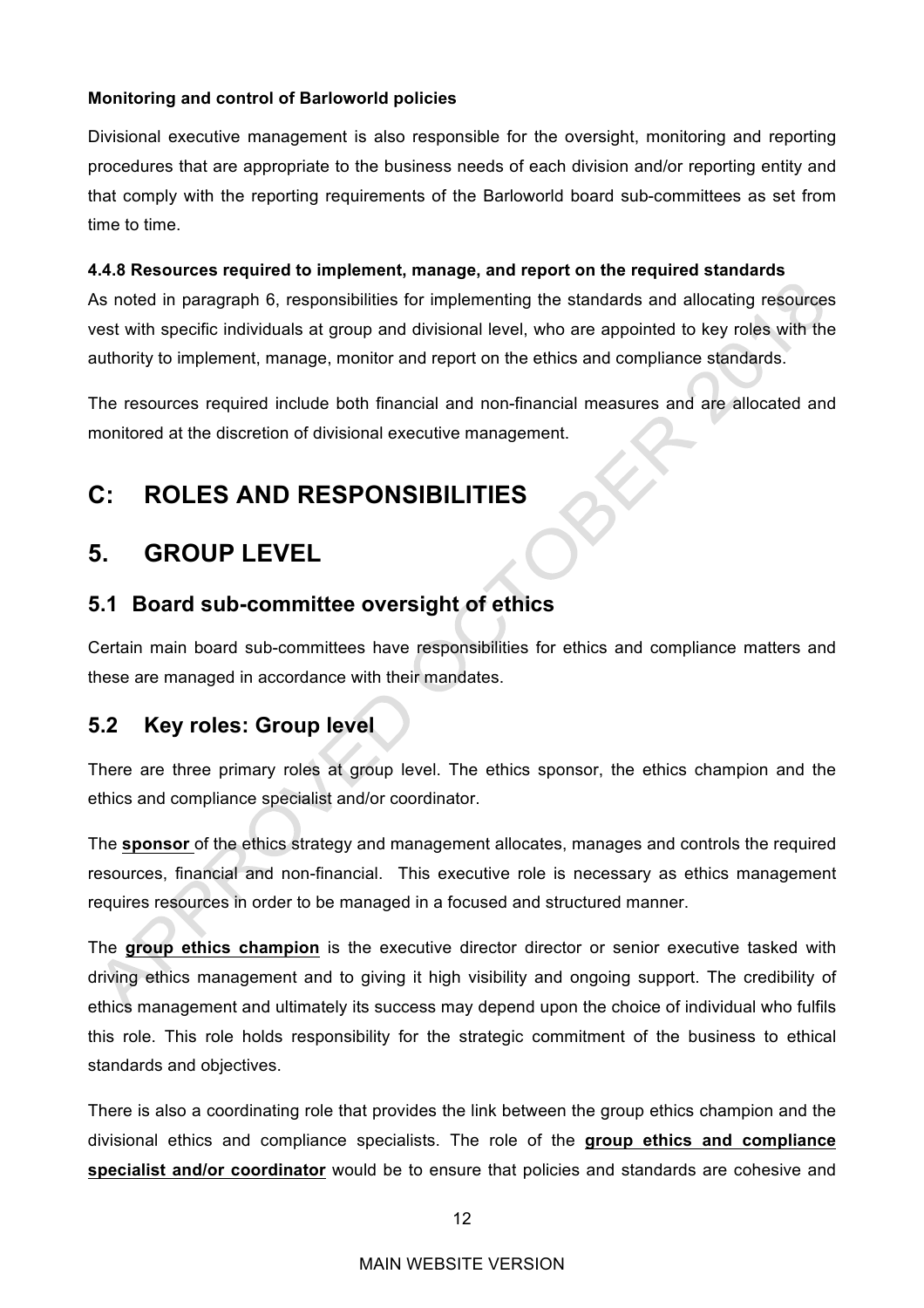**Monitoring and control of Barloworld policies**

Divisional executive management is also responsible for the oversight, monitoring and reporting procedures that are appropriate to the business needs of each division and/or reporting entity and that comply with the reporting requirements of the Barloworld board sub-committees as set from time to time.

#### 4.4.8 Resources required to implement, manage, and report on the required standards

As noted in paragraph 6, responsibilities for implementing the standards and allocating resources vest with specific individuals at group and divisional level, who are appointed to key roles with the authority to implement, manage, monitor and report on the ethics and compliance standards.

The resources required include both financial and non-financial measures and are allocated and monitored at the discretion of divisional executive management.

# C: ROLES AND RESPONSIBILITIES

# 5. GROUP LEVEL

## 5.1 Board sub-committee oversight of ethics

Certain main board sub-committees have responsibilities for ethics and compliance matters and these are managed in accordance with their mandates.

## 5.2 Key roles: Group level

There are three primary roles at group level. The ethics sponsor, the ethics champion and the ethics and compliance specialist and/or coordinator.

The **sponsor** of the ethics strategy and management allocates, manages and controls the required resources, financial and non-financial. This executive role is necessary as ethics management requires resources in order to be managed in a focused and structured manner.

The **group ethics champion** is the executive director director or senior executive tasked with driving ethics management and to giving it high visibility and ongoing support. The credibility of ethics management and ultimately its success may depend upon the choice of individual who fulfils this role. This role holds responsibility for the strategic commitment of the business to ethical standards and objectives.

There is also a coordinating role that provides the link between the group ethics champion and the divisional ethics and compliance specialists. The role of the **group ethics and compliance specialist and/or coordinator** would be to ensure that policies and standards are cohesive and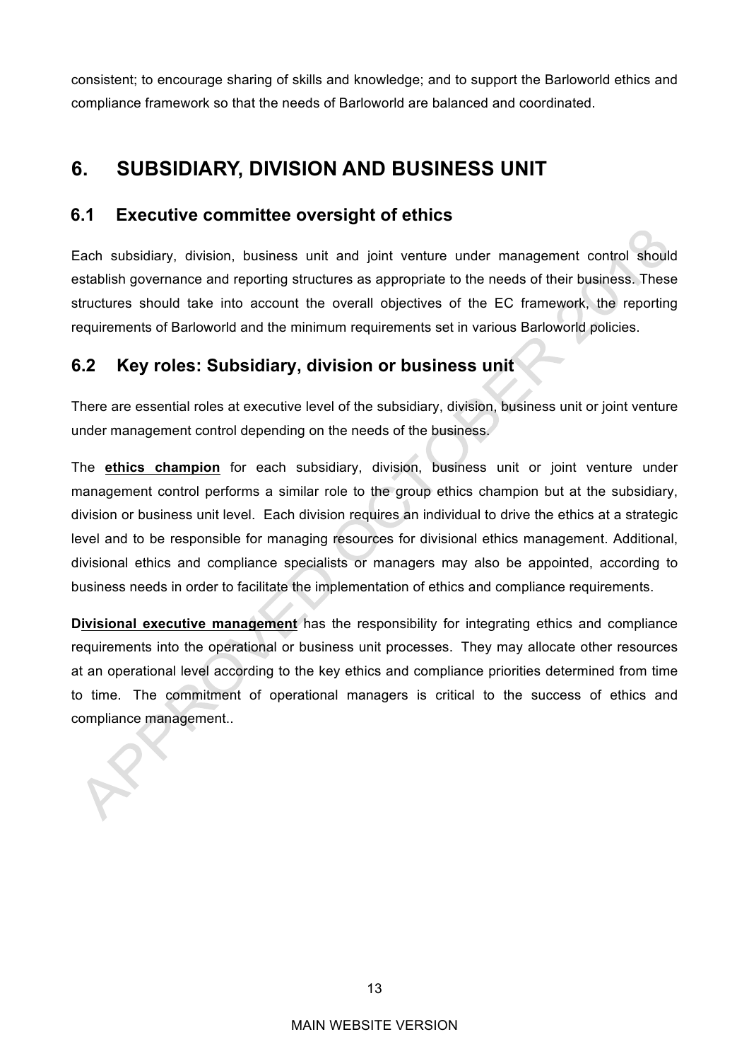consistent; to encourage sharing of skills and knowledge; and to support the Barloworld ethics and compliance framework so that the needs of Barloworld are balanced and coordinated.

# 6. SUBSIDIARY, DIVISION AND BUSINESS UNIT

## 6.1 Executive committee oversight of ethics

Each subsidiary, division, business unit and joint venture under management control should establish governance and reporting structures as appropriate to the needs of their business. These structures should take into account the overall objectives of the EC framework, the reporting requirements of Barloworld and the minimum requirements set in various Barloworld policies.

## 6.2 Key roles: Subsidiary, division or business unit

There are essential roles at executive level of the subsidiary, division, business unit or joint venture under management control depending on the needs of the business.

The **ethics champion** for each subsidiary, division, business unit or joint venture under management control performs a similar role to the group ethics champion but at the subsidiary, division or business unit level. Each division requires an individual to drive the ethics at a strategic level and to be responsible for managing resources for divisional ethics management. Additional, divisional ethics and compliance specialists or managers may also be appointed, according to business needs in order to facilitate the implementation of ethics and compliance requirements.

**Divisional executive management** has the responsibility for integrating ethics and compliance requirements into the operational or business unit processes. They may allocate other resources at an operational level according to the key ethics and compliance priorities determined from time to time. The commitment of operational managers is critical to the success of ethics and compliance management..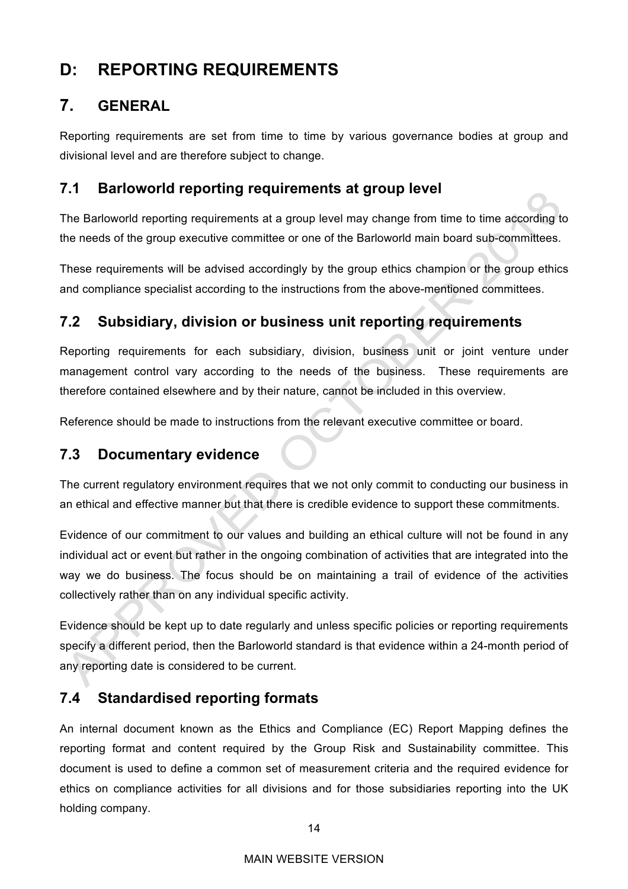# D: REPORTING REQUIREMENTS

## 7. GENERAL

Reporting requirements are set from time to time by various governance bodies at group and divisional level and are therefore subject to change.

### 7.1 Barloworld reporting requirements at group level

The Barloworld reporting requirements at a group level may change from time to time according to the needs of the group executive committee or one of the Barloworld main board sub-committees.

These requirements will be advised accordingly by the group ethics champion or the group ethics and compliance specialist according to the instructions from the above-mentioned committees.

### 7.2 Subsidiary, division or business unit reporting requirements

Reporting requirements for each subsidiary, division, business unit or joint venture under management control vary according to the needs of the business. These requirements are therefore contained elsewhere and by their nature, cannot be included in this overview.

Reference should be made to instructions from the relevant executive committee or board.

### 7.3 Documentary evidence

The current regulatory environment requires that we not only commit to conducting our business in an ethical and effective manner but that there is credible evidence to support these commitments.

Evidence of our commitment to our values and building an ethical culture will not be found in any individual act or event but rather in the ongoing combination of activities that are integrated into the way we do business. The focus should be on maintaining a trail of evidence of the activities collectively rather than on any individual specific activity.

Evidence should be kept up to date regularly and unless specific policies or reporting requirements specify a different period, then the Barloworld standard is that evidence within a 24-month period of any reporting date is considered to be current.

### 7.4 Standardised reporting formats

An internal document known as the Ethics and Compliance (EC) Report Mapping defines the reporting format and content required by the Group Risk and Sustainability committee. This document is used to define a common set of measurement criteria and the required evidence for ethics on compliance activities for all divisions and for those subsidiaries reporting into the UK holding company.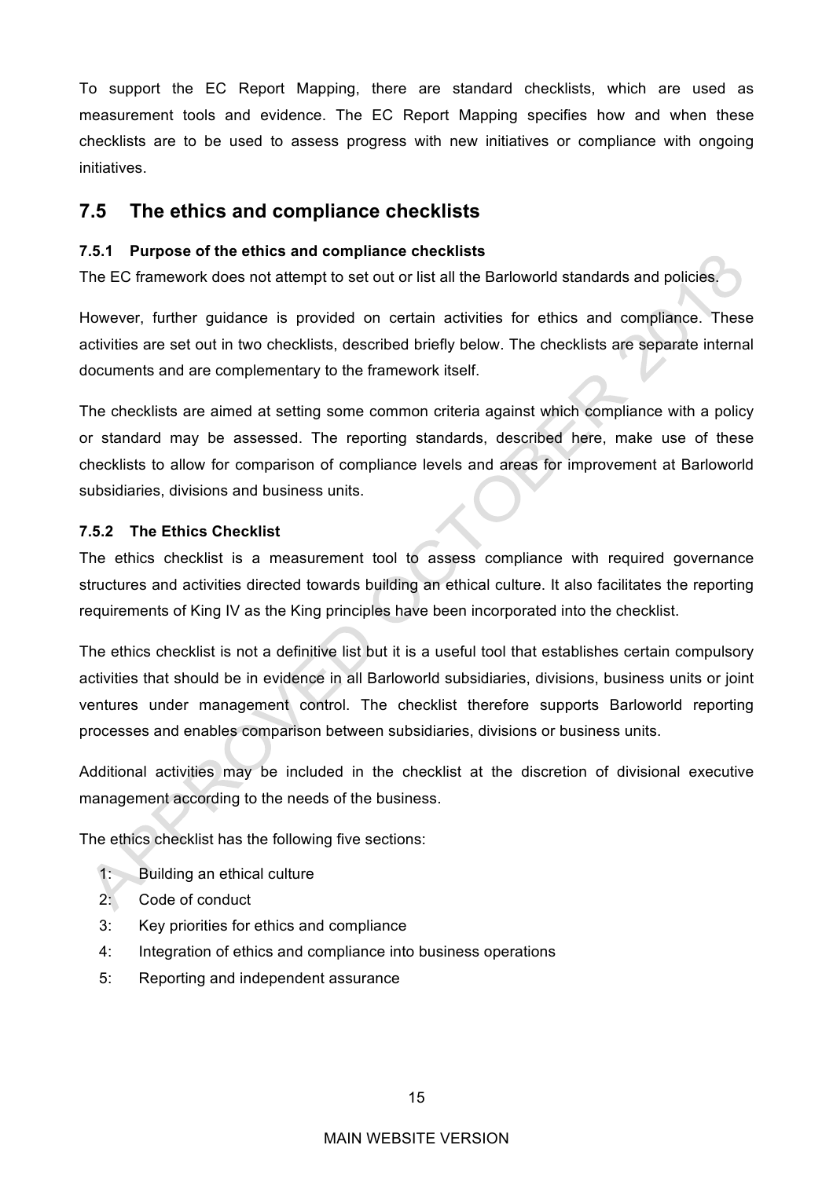To support the EC Report Mapping, there are standard checklists, which are used as measurement tools and evidence. The EC Report Mapping specifies how and when these checklists are to be used to assess progress with new initiatives or compliance with ongoing initiatives.

## 7.5 The ethics and compliance checklists

### 7.5.1 Purpose of the ethics and compliance checklists

The EC framework does not attempt to set out or list all the Barloworld standards and policies.

However, further guidance is provided on certain activities for ethics and compliance. These activities are set out in two checklists, described briefly below. The checklists are separate internal documents and are complementary to the framework itself.

The checklists are aimed at setting some common criteria against which compliance with a policy or standard may be assessed. The reporting standards, described here, make use of these checklists to allow for comparison of compliance levels and areas for improvement at Barloworld subsidiaries, divisions and business units.

### 7.5.2 The Ethics Checklist

The ethics checklist is a measurement tool to assess compliance with required governance structures and activities directed towards building an ethical culture. It also facilitates the reporting requirements of King IV as the King principles have been incorporated into the checklist.

The ethics checklist is not a definitive list but it is a useful tool that establishes certain compulsory activities that should be in evidence in all Barloworld subsidiaries, divisions, business units or joint ventures under management control. The checklist therefore supports Barloworld reporting processes and enables comparison between subsidiaries, divisions or business units.

Additional activities may be included in the checklist at the discretion of divisional executive management according to the needs of the business.

The ethics checklist has the following five sections:

1: Building an ethical culture
2: Code of conduct
3: Key priorities for ethics and compliance
4: Integration of ethics and compliance into business operations
5: Reporting and independent assurance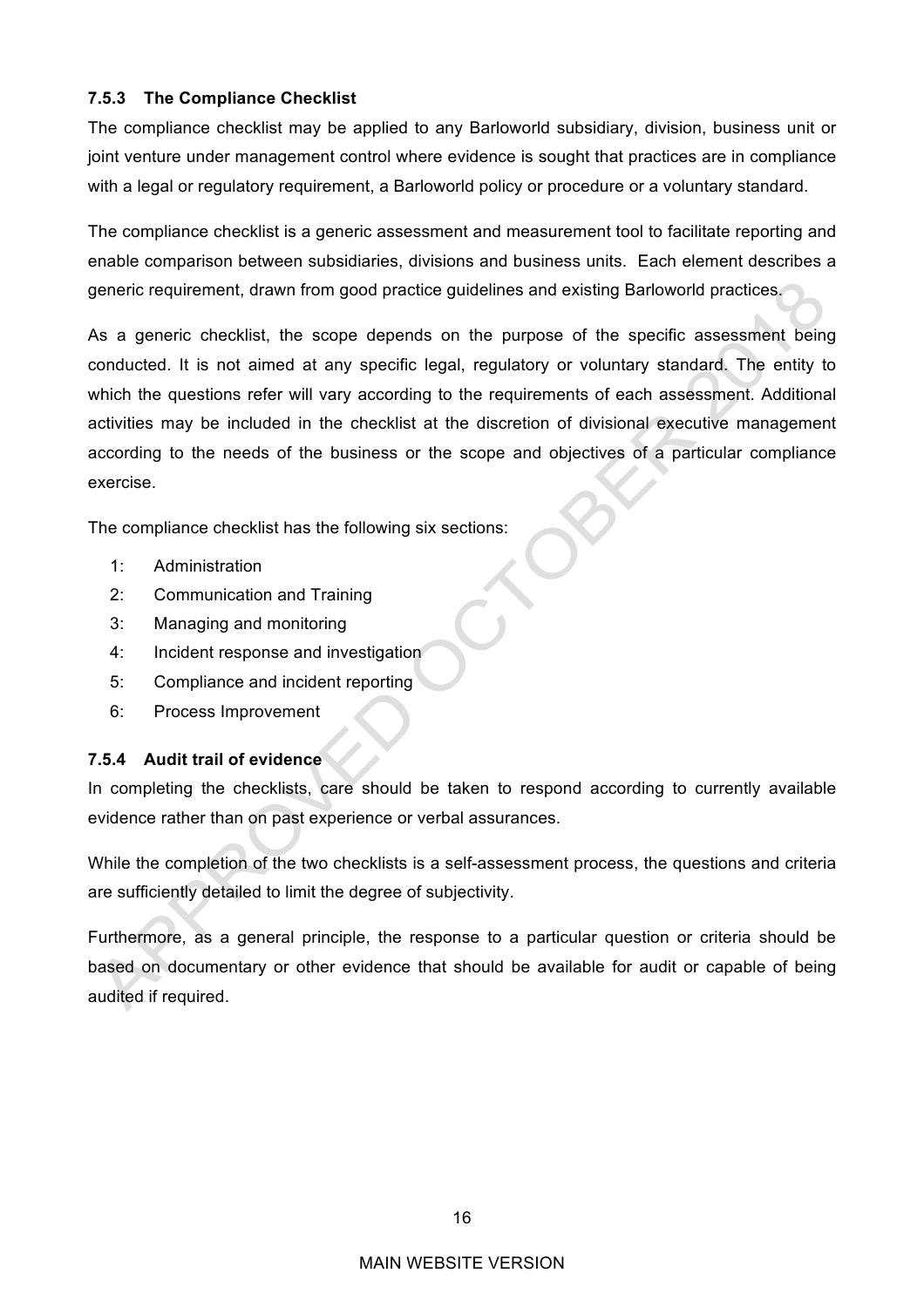### 7.5.3 The Compliance Checklist

The compliance checklist may be applied to any Barloworld subsidiary, division, business unit or joint venture under management control where evidence is sought that practices are in compliance with a legal or regulatory requirement, a Barloworld policy or procedure or a voluntary standard.

The compliance checklist is a generic assessment and measurement tool to facilitate reporting and enable comparison between subsidiaries, divisions and business units. Each element describes a generic requirement, drawn from good practice guidelines and existing Barloworld practices.

As a generic checklist, the scope depends on the purpose of the specific assessment being conducted. It is not aimed at any specific legal, regulatory or voluntary standard. The entity to which the questions refer will vary according to the requirements of each assessment. Additional activities may be included in the checklist at the discretion of divisional executive management according to the needs of the business or the scope and objectives of a particular compliance exercise.

The compliance checklist has the following six sections:

1: Administration
2: Communication and Training
3: Managing and monitoring
4: Incident response and investigation
5: Compliance and incident reporting
6: Process Improvement

### 7.5.4 Audit trail of evidence

In completing the checklists, care should be taken to respond according to currently available evidence rather than on past experience or verbal assurances.

While the completion of the two checklists is a self-assessment process, the questions and criteria are sufficiently detailed to limit the degree of subjectivity.

Furthermore, as a general principle, the response to a particular question or criteria should be based on documentary or other evidence that should be available for audit or capable of being audited if required.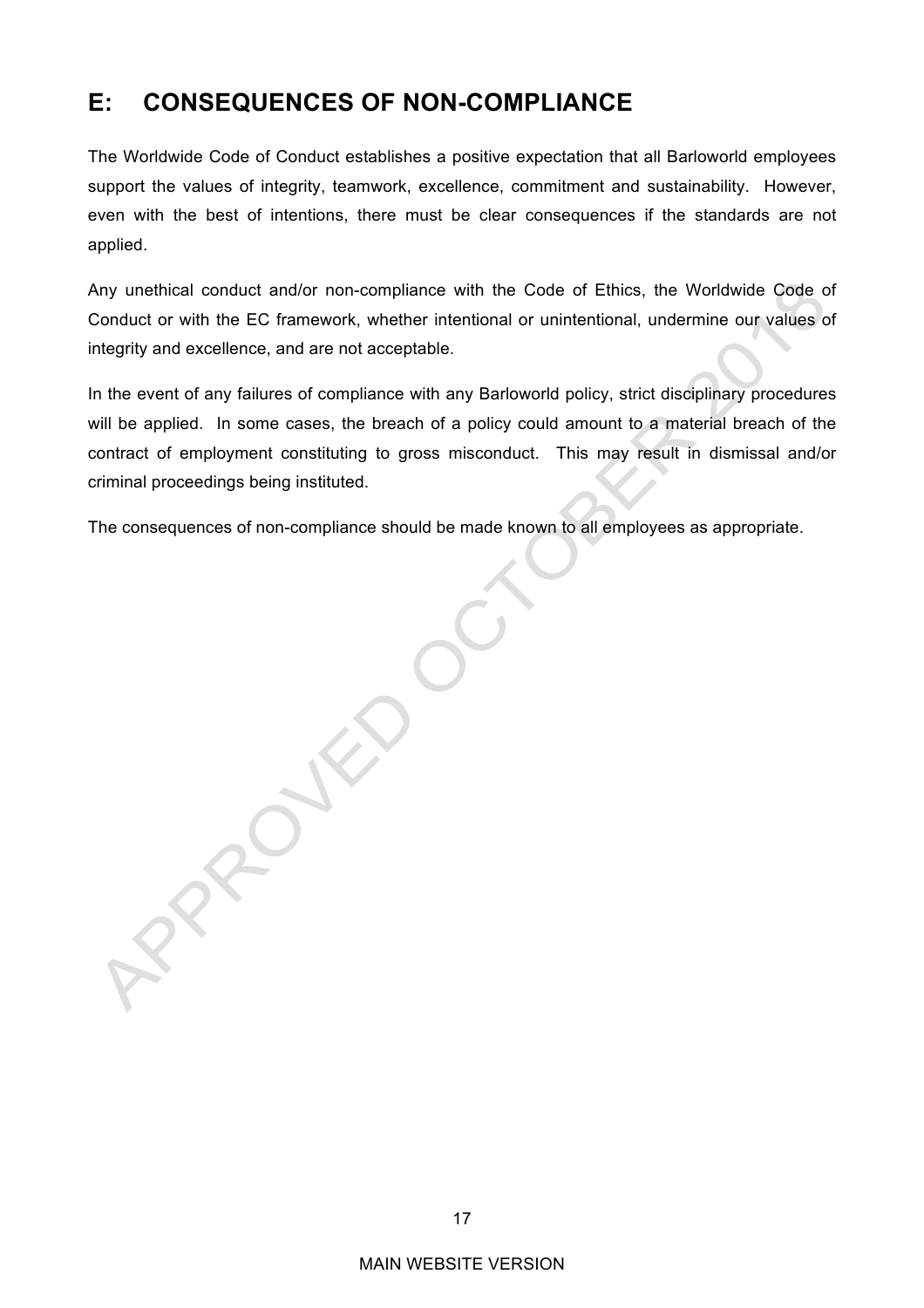## E: CONSEQUENCES OF NON-COMPLIANCE

The Worldwide Code of Conduct establishes a positive expectation that all Barloworld employees support the values of integrity, teamwork, excellence, commitment and sustainability. However, even with the best of intentions, there must be clear consequences if the standards are not applied.

Any unethical conduct and/or non-compliance with the Code of Ethics, the Worldwide Code of Conduct or with the EC framework, whether intentional or unintentional, undermine our values of integrity and excellence, and are not acceptable.

In the event of any failures of compliance with any Barloworld policy, strict disciplinary procedures will be applied. In some cases, the breach of a policy could amount to a material breach of the contract of employment constituting to gross misconduct. This may result in dismissal and/or criminal proceedings being instituted.

The consequences of non-compliance should be made known to all employees as appropriate.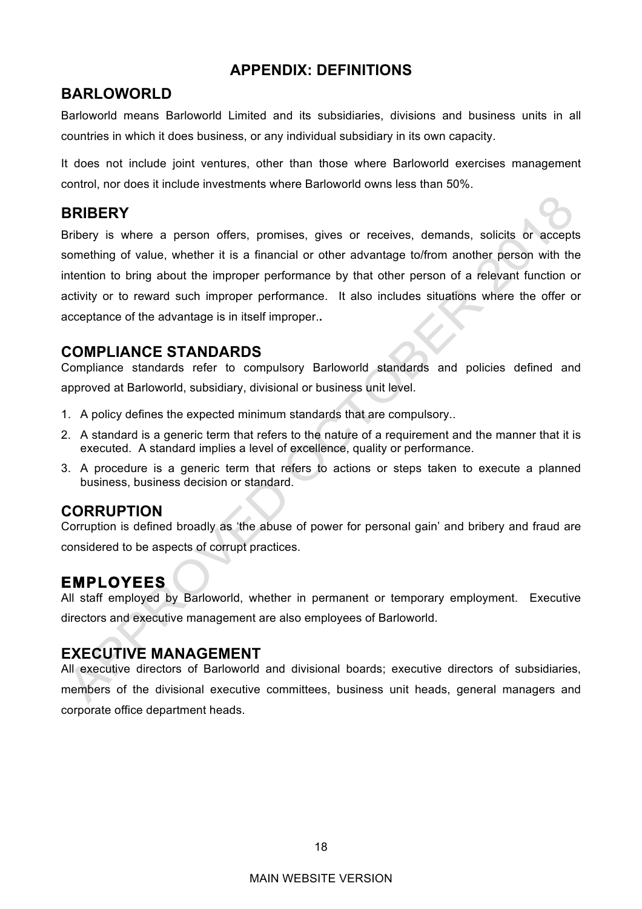# APPENDIX: DEFINITIONS

## BARLOWORLD

Barloworld means Barloworld Limited and its subsidiaries, divisions and business units in all countries in which it does business, or any individual subsidiary in its own capacity.

It does not include joint ventures, other than those where Barloworld exercises management control, nor does it include investments where Barloworld owns less than 50%.

## BRIBERY

Bribery is where a person offers, promises, gives or receives, demands, solicits or accepts something of value, whether it is a financial or other advantage to/from another person with the intention to bring about the improper performance by that other person of a relevant function or activity or to reward such improper performance. It also includes situations where the offer or acceptance of the advantage is in itself improper..

## COMPLIANCE STANDARDS

Compliance standards refer to compulsory Barloworld standards and policies defined and approved at Barloworld, subsidiary, divisional or business unit level.

1. A policy defines the expected minimum standards that are compulsory..
2. A standard is a generic term that refers to the nature of a requirement and the manner that it is executed. A standard implies a level of excellence, quality or performance.
3. A procedure is a generic term that refers to actions or steps taken to execute a planned business, business decision or standard.

## CORRUPTION

Corruption is defined broadly as 'the abuse of power for personal gain' and bribery and fraud are considered to be aspects of corrupt practices.

## EMPLOYEES

All staff employed by Barloworld, whether in permanent or temporary employment. Executive directors and executive management are also employees of Barloworld.

## EXECUTIVE MANAGEMENT

All executive directors of Barloworld and divisional boards; executive directors of subsidiaries, members of the divisional executive committees, business unit heads, general managers and corporate office department heads.